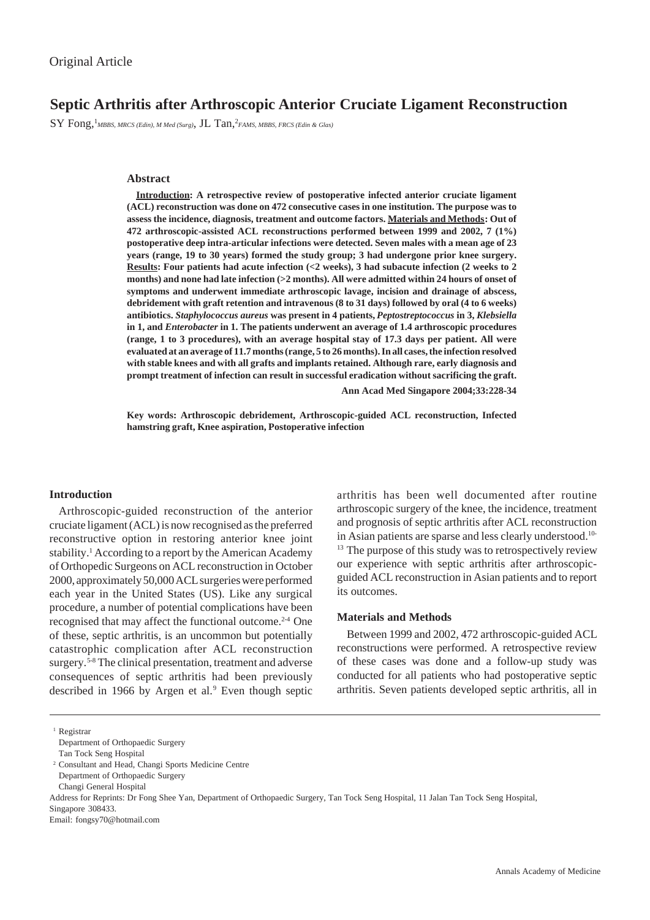Original Article

# Septic Arthritis after Arthroscopic Anterior Cruciate Ligament Reconstruction

SY Fong,[1] *MBBS, MRCS (Edin), M Med (Surg)*, JL Tan,[2] *FAMS, MBBS, FRCS (Edin & Glas)*

### Abstract

**Introduction: A retrospective review of postoperative infected anterior cruciate ligament (ACL) reconstruction was done on 472 consecutive cases in one institution. The purpose was to assess the incidence, diagnosis, treatment and outcome factors. Materials and Methods: Out of 472 arthroscopic-assisted ACL reconstructions performed between 1999 and 2002, 7 (1%) postoperative deep intra-articular infections were detected. Seven males with a mean age of 23 years (range, 19 to 30 years) formed the study group; 3 had undergone prior knee surgery. Results: Four patients had acute infection (<2 weeks), 3 had subacute infection (2 weeks to 2 months) and none had late infection (>2 months). All were admitted within 24 hours of onset of symptoms and underwent immediate arthroscopic lavage, incision and drainage of abscess, debridement with graft retention and intravenous (8 to 31 days) followed by oral (4 to 6 weeks) antibiotics. *Staphylococcus aureus* was present in 4 patients, *Peptostreptococcus* in 3, *Klebsiella* in 1, and *Enterobacter* in 1. The patients underwent an average of 1.4 arthroscopic procedures (range, 1 to 3 procedures), with an average hospital stay of 17.3 days per patient. All were evaluated at an average of 11.7 months (range, 5 to 26 months). In all cases, the infection resolved with stable knees and with all grafts and implants retained. Although rare, early diagnosis and prompt treatment of infection can result in successful eradication without sacrificing the graft.**

**Ann Acad Med Singapore 2004;33:228-34**

**Key words: Arthroscopic debridement, Arthroscopic-guided ACL reconstruction, Infected hamstring graft, Knee aspiration, Postoperative infection**

### Introduction

Arthroscopic-guided reconstruction of the anterior cruciate ligament (ACL) is now recognised as the preferred reconstructive option in restoring anterior knee joint stability.[1] According to a report by the American Academy of Orthopedic Surgeons on ACL reconstruction in October 2000, approximately 50,000 ACL surgeries were performed each year in the United States (US). Like any surgical procedure, a number of potential complications have been recognised that may affect the functional outcome.[2-4] One of these, septic arthritis, is an uncommon but potentially catastrophic complication after ACL reconstruction surgery.[5-8] The clinical presentation, treatment and adverse consequences of septic arthritis had been previously described in 1966 by Argen et al.[9] Even though septic arthritis has been well documented after routine arthroscopic surgery of the knee, the incidence, treatment and prognosis of septic arthritis after ACL reconstruction in Asian patients are sparse and less clearly understood.[10-13] The purpose of this study was to retrospectively review our experience with septic arthritis after arthroscopic-guided ACL reconstruction in Asian patients and to report its outcomes.

### Materials and Methods

Between 1999 and 2002, 472 arthroscopic-guided ACL reconstructions were performed. A retrospective review of these cases was done and a follow-up study was conducted for all patients who had postoperative septic arthritis. Seven patients developed septic arthritis, all in

---

[1] Registrar
Department of Orthopaedic Surgery
Tan Tock Seng Hospital

[2] Consultant and Head, Changi Sports Medicine Centre
Department of Orthopaedic Surgery
Changi General Hospital

Address for Reprints: Dr Fong Shee Yan, Department of Orthopaedic Surgery, Tan Tock Seng Hospital, 11 Jalan Tan Tock Seng Hospital, Singapore 308433.
Email: fongsy70@hotmail.com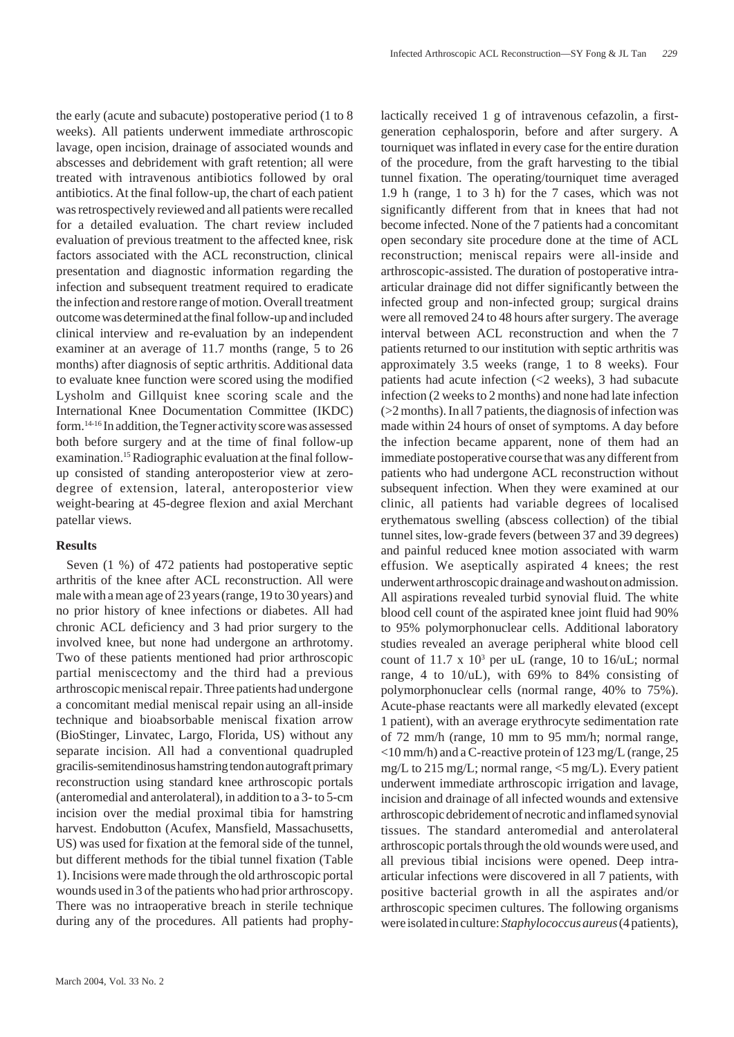the early (acute and subacute) postoperative period (1 to 8 weeks). All patients underwent immediate arthroscopic lavage, open incision, drainage of associated wounds and abscesses and debridement with graft retention; all were treated with intravenous antibiotics followed by oral antibiotics. At the final follow-up, the chart of each patient was retrospectively reviewed and all patients were recalled for a detailed evaluation. The chart review included evaluation of previous treatment to the affected knee, risk factors associated with the ACL reconstruction, clinical presentation and diagnostic information regarding the infection and subsequent treatment required to eradicate the infection and restore range of motion. Overall treatment outcome was determined at the final follow-up and included clinical interview and re-evaluation by an independent examiner at an average of 11.7 months (range, 5 to 26 months) after diagnosis of septic arthritis. Additional data to evaluate knee function were scored using the modified Lysholm and Gillquist knee scoring scale and the International Knee Documentation Committee (IKDC) form.[14-16] In addition, the Tegner activity score was assessed both before surgery and at the time of final follow-up examination.[15] Radiographic evaluation at the final follow-up consisted of standing anteroposterior view at zero-degree of extension, lateral, anteroposterior view weight-bearing at 45-degree flexion and axial Merchant patellar views.

## Results

Seven (1 %) of 472 patients had postoperative septic arthritis of the knee after ACL reconstruction. All were male with a mean age of 23 years (range, 19 to 30 years) and no prior history of knee infections or diabetes. All had chronic ACL deficiency and 3 had prior surgery to the involved knee, but none had undergone an arthrotomy. Two of these patients mentioned had prior arthroscopic partial meniscectomy and the third had a previous arthroscopic meniscal repair. Three patients had undergone a concomitant medial meniscal repair using an all-inside technique and bioabsorbable meniscal fixation arrow (BioStinger, Linvatec, Largo, Florida, US) without any separate incision. All had a conventional quadrupled gracilis-semitendinosus hamstring tendon autograft primary reconstruction using standard knee arthroscopic portals (anteromedial and anterolateral), in addition to a 3- to 5-cm incision over the medial proximal tibia for hamstring harvest. Endobutton (Acufex, Mansfield, Massachusetts, US) was used for fixation at the femoral side of the tunnel, but different methods for the tibial tunnel fixation (Table 1). Incisions were made through the old arthroscopic portal wounds used in 3 of the patients who had prior arthroscopy. There was no intraoperative breach in sterile technique during any of the procedures. All patients had prophylactically received 1 g of intravenous cefazolin, a first-generation cephalosporin, before and after surgery. A tourniquet was inflated in every case for the entire duration of the procedure, from the graft harvesting to the tibial tunnel fixation. The operating/tourniquet time averaged 1.9 h (range, 1 to 3 h) for the 7 cases, which was not significantly different from that in knees that had not become infected. None of the 7 patients had a concomitant open secondary site procedure done at the time of ACL reconstruction; meniscal repairs were all-inside and arthroscopic-assisted. The duration of postoperative intra-articular drainage did not differ significantly between the infected group and non-infected group; surgical drains were all removed 24 to 48 hours after surgery. The average interval between ACL reconstruction and when the 7 patients returned to our institution with septic arthritis was approximately 3.5 weeks (range, 1 to 8 weeks). Four patients had acute infection (<2 weeks), 3 had subacute infection (2 weeks to 2 months) and none had late infection (>2 months). In all 7 patients, the diagnosis of infection was made within 24 hours of onset of symptoms. A day before the infection became apparent, none of them had an immediate postoperative course that was any different from patients who had undergone ACL reconstruction without subsequent infection. When they were examined at our clinic, all patients had variable degrees of localised erythematous swelling (abscess collection) of the tibial tunnel sites, low-grade fevers (between 37 and 39 degrees) and painful reduced knee motion associated with warm effusion. We aseptically aspirated 4 knees; the rest underwent arthroscopic drainage and washout on admission. All aspirations revealed turbid synovial fluid. The white blood cell count of the aspirated knee joint fluid had 90% to 95% polymorphonuclear cells. Additional laboratory studies revealed an average peripheral white blood cell count of 11.7 x $10^3$ per uL (range, 10 to 16/uL; normal range, 4 to 10/uL), with 69% to 84% consisting of polymorphonuclear cells (normal range, 40% to 75%). Acute-phase reactants were all markedly elevated (except 1 patient), with an average erythrocyte sedimentation rate of 72 mm/h (range, 10 mm to 95 mm/h; normal range, <10 mm/h) and a C-reactive protein of 123 mg/L (range, 25 mg/L to 215 mg/L; normal range, <5 mg/L). Every patient underwent immediate arthroscopic irrigation and lavage, incision and drainage of all infected wounds and extensive arthroscopic debridement of necrotic and inflamed synovial tissues. The standard anteromedial and anterolateral arthroscopic portals through the old wounds were used, and all previous tibial incisions were opened. Deep intra-articular infections were discovered in all 7 patients, with positive bacterial growth in all the aspirates and/or arthroscopic specimen cultures. The following organisms were isolated in culture: *Staphylococcus aureus* (4 patients),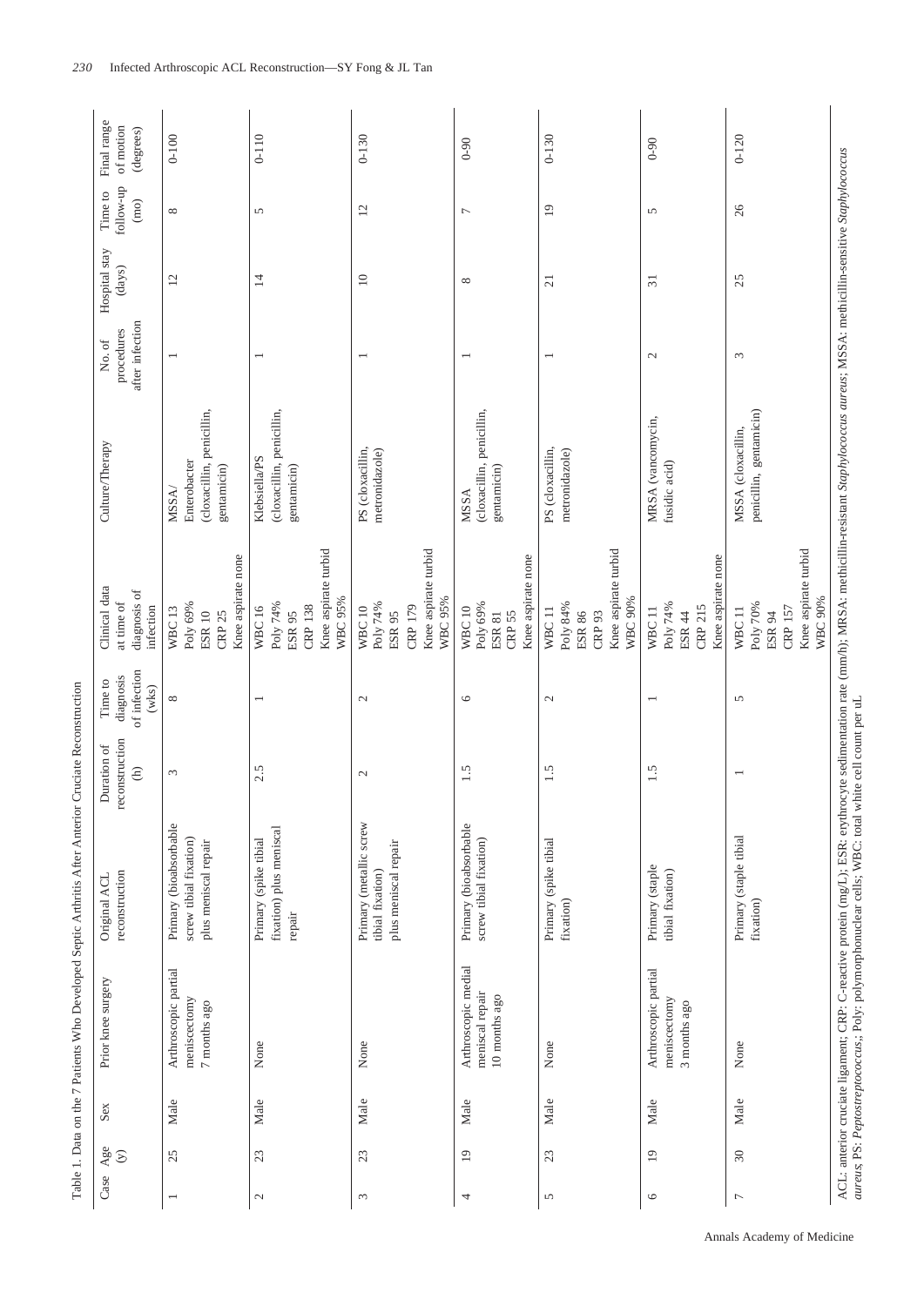Table 1. Data on the 7 Patients Who Developed Septic Arthritis After Anterior Cruciate Reconstruction

| Case | Age (y) | Sex | Prior knee surgery | Original ACL reconstruction | Duration of reconstruction (h) | Time to diagnosis of infection (wks) | Clinical data at time of diagnosis of infection | Culture/Therapy | No. of procedures after infection | Hospital stay (days) | Time to follow-up (mo) | Final range of motion (degrees) |
|---|---|---|---|---|---|---|---|---|---|---|---|---|
| 1 | 25 | Male | Arthroscopic partial menisectomy 7 months ago | Primary (bioabsorbable screw tibial fixation) plus meniscal repair | 3 | 8 | WBC 13<br>Poly 69%<br>ESR 10<br>CRP 25<br>Knee aspirate none | MSSA/ Enterobacter (cloxacillin, penicillin, gentamicin) | 1 | 12 | 8 | 0-100 |
| 2 | 23 | Male | None | Primary (spike tibial fixation) plus meniscal repair | 2.5 | 1 | WBC 16<br>Poly 74%<br>ESR 95<br>CRP 138<br>Knee aspirate turbid<br>WBC 95% | Klebsiella/PS (cloxacillin, penicillin, gentamicin) | 1 | 14 | 5 | 0-110 |
| 3 | 23 | Male | None | Primary (metallic screw tibial fixation) plus meniscal repair | 2 | 2 | WBC 10<br>Poly 74%<br>ESR 95<br>CRP 179<br>Knee aspirate turbid<br>WBC 95% | PS (cloxacillin, metronidazole) | 1 | 10 | 12 | 0-130 |
| 4 | 19 | Male | Arthroscopic medial meniscal repair 10 months ago | Primary (bioabsorbable screw tibial fixation) | 1.5 | 6 | WBC 10<br>Poly 69%<br>ESR 81<br>CRP 55<br>Knee aspirate none | MSSA (cloxacillin, penicillin, gentamicin) | 1 | 8 | 7 | 0-90 |
| 5 | 23 | Male | None | Primary (spike tibial fixation) | 1.5 | 2 | WBC 11<br>Poly 84%<br>ESR 86<br>CRP 93<br>Knee aspirate turbid<br>WBC 90% | PS (cloxacillin, metronidazole) | 1 | 21 | 19 | 0-130 |
| 6 | 19 | Male | Arthroscopic partial menisectomy 3 months ago | Primary (staple tibial fixation) | 1.5 | 1 | WBC 11<br>Poly 74%<br>ESR 44<br>CRP 215<br>Knee aspirate none | MRSA (vancomycin, fusidic acid) | 2 | 31 | 5 | 0-90 |
| 7 | 30 | Male | None | Primary (staple tibial fixation) | 1 | 5 | WBC 11<br>Poly 70%<br>ESR 94<br>CRP 157<br>Knee aspirate turbid<br>WBC 90% | MSSA (cloxacillin, penicillin, gentamicin) | 3 | 25 | 26 | 0-120 |

ACL: anterior cruciate ligament; CRP: C-reactive protein (mg/L); ESR: erythrocyte sedimentation rate (mm/h); MRSA: methicillin-resistant *Staphylococcus aureus*; MSSA: methicillin-sensitive *Staphylococcus aureus*; PS: *Peptostreptococcus*; Poly: polymorphonuclear cells; WBC: total white cell count per uL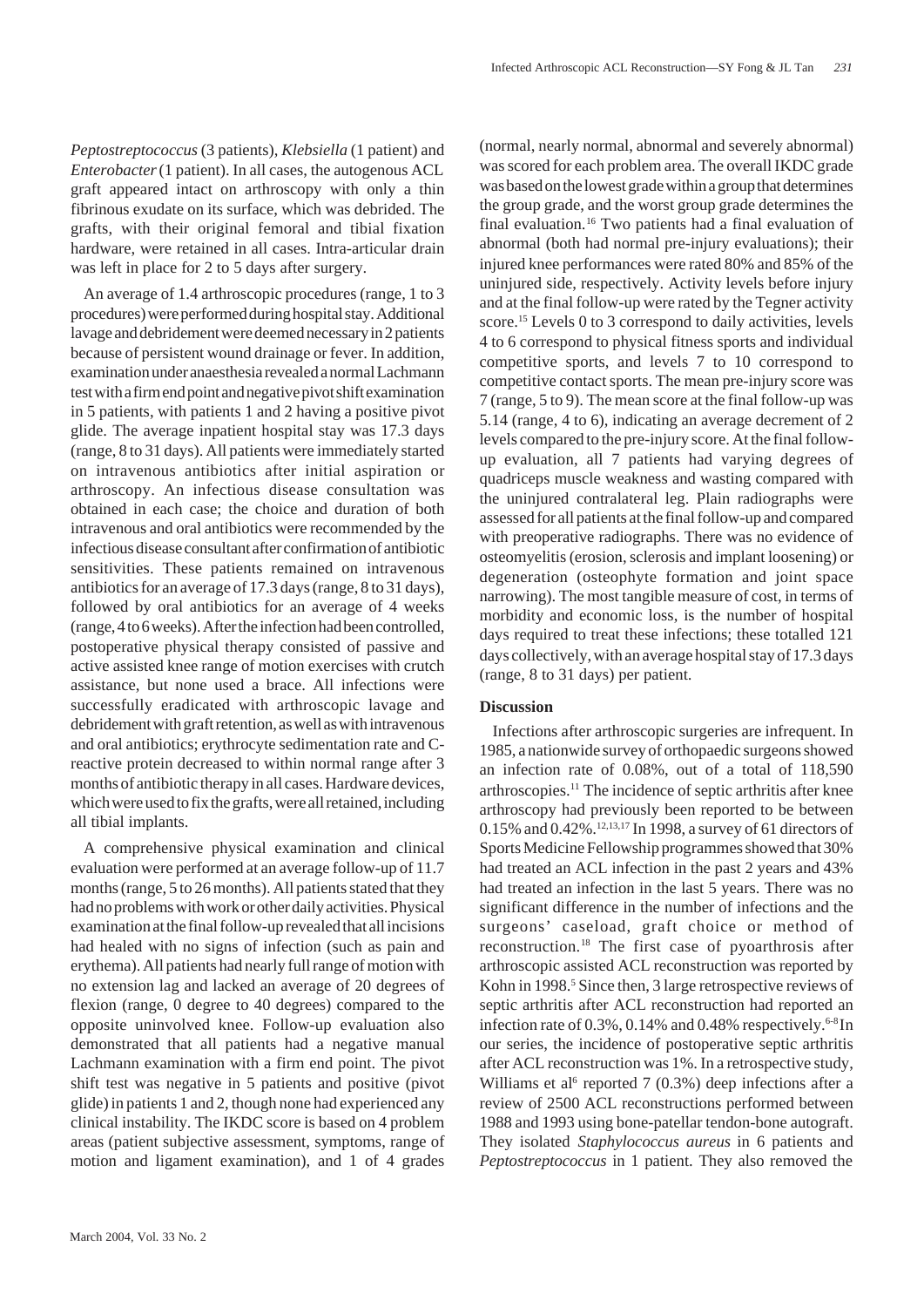*Peptostreptococcus* (3 patients), *Klebsiella* (1 patient) and *Enterobacter* (1 patient). In all cases, the autogenous ACL graft appeared intact on arthroscopy with only a thin fibrinous exudate on its surface, which was debrided. The grafts, with their original femoral and tibial fixation hardware, were retained in all cases. Intra-articular drain was left in place for 2 to 5 days after surgery.

An average of 1.4 arthroscopic procedures (range, 1 to 3 procedures) were performed during hospital stay. Additional lavage and debridement were deemed necessary in 2 patients because of persistent wound drainage or fever. In addition, examination under anaesthesia revealed a normal Lachmann test with a firm end point and negative pivot shift examination in 5 patients, with patients 1 and 2 having a positive pivot glide. The average inpatient hospital stay was 17.3 days (range, 8 to 31 days). All patients were immediately started on intravenous antibiotics after initial aspiration or arthroscopy. An infectious disease consultation was obtained in each case; the choice and duration of both intravenous and oral antibiotics were recommended by the infectious disease consultant after confirmation of antibiotic sensitivities. These patients remained on intravenous antibiotics for an average of 17.3 days (range, 8 to 31 days), followed by oral antibiotics for an average of 4 weeks (range, 4 to 6 weeks). After the infection had been controlled, postoperative physical therapy consisted of passive and active assisted knee range of motion exercises with crutch assistance, but none used a brace. All infections were successfully eradicated with arthroscopic lavage and debridement with graft retention, as well as with intravenous and oral antibiotics; erythrocyte sedimentation rate and C-reactive protein decreased to within normal range after 3 months of antibiotic therapy in all cases. Hardware devices, which were used to fix the grafts, were all retained, including all tibial implants.

A comprehensive physical examination and clinical evaluation were performed at an average follow-up of 11.7 months (range, 5 to 26 months). All patients stated that they had no problems with work or other daily activities. Physical examination at the final follow-up revealed that all incisions had healed with no signs of infection (such as pain and erythema). All patients had nearly full range of motion with no extension lag and lacked an average of 20 degrees of flexion (range, 0 degree to 40 degrees) compared to the opposite uninvolved knee. Follow-up evaluation also demonstrated that all patients had a negative manual Lachmann examination with a firm end point. The pivot shift test was negative in 5 patients and positive (pivot glide) in patients 1 and 2, though none had experienced any clinical instability. The IKDC score is based on 4 problem areas (patient subjective assessment, symptoms, range of motion and ligament examination), and 1 of 4 grades (normal, nearly normal, abnormal and severely abnormal) was scored for each problem area. The overall IKDC grade was based on the lowest grade within a group that determines the group grade, and the worst group grade determines the final evaluation.[16] Two patients had a final evaluation of abnormal (both had normal pre-injury evaluations); their injured knee performances were rated 80% and 85% of the uninjured side, respectively. Activity levels before injury and at the final follow-up were rated by the Tegner activity score.[15] Levels 0 to 3 correspond to daily activities, levels 4 to 6 correspond to physical fitness sports and individual competitive sports, and levels 7 to 10 correspond to competitive contact sports. The mean pre-injury score was 7 (range, 5 to 9). The mean score at the final follow-up was 5.14 (range, 4 to 6), indicating an average decrement of 2 levels compared to the pre-injury score. At the final follow-up evaluation, all 7 patients had varying degrees of quadriceps muscle weakness and wasting compared with the uninjured contralateral leg. Plain radiographs were assessed for all patients at the final follow-up and compared with preoperative radiographs. There was no evidence of osteomyelitis (erosion, sclerosis and implant loosening) or degeneration (osteophyte formation and joint space narrowing). The most tangible measure of cost, in terms of morbidity and economic loss, is the number of hospital days required to treat these infections; these totalled 121 days collectively, with an average hospital stay of 17.3 days (range, 8 to 31 days) per patient.

## Discussion

Infections after arthroscopic surgeries are infrequent. In 1985, a nationwide survey of orthopaedic surgeons showed an infection rate of 0.08%, out of a total of 118,590 arthroscopies.[11] The incidence of septic arthritis after knee arthroscopy had previously been reported to be between 0.15% and 0.42%.[12,13,17] In 1998, a survey of 61 directors of Sports Medicine Fellowship programmes showed that 30% had treated an ACL infection in the past 2 years and 43% had treated an infection in the last 5 years. There was no significant difference in the number of infections and the surgeons' caseload, graft choice or method of reconstruction.[18] The first case of pyoarthrosis after arthroscopic assisted ACL reconstruction was reported by Kohn in 1998.[5] Since then, 3 large retrospective reviews of septic arthritis after ACL reconstruction had reported an infection rate of 0.3%, 0.14% and 0.48% respectively.[6-8] In our series, the incidence of postoperative septic arthritis after ACL reconstruction was 1%. In a retrospective study, Williams et al[6] reported 7 (0.3%) deep infections after a review of 2500 ACL reconstructions performed between 1988 and 1993 using bone-patellar tendon-bone autograft. They isolated *Staphylococcus aureus* in 6 patients and *Peptostreptococcus* in 1 patient. They also removed the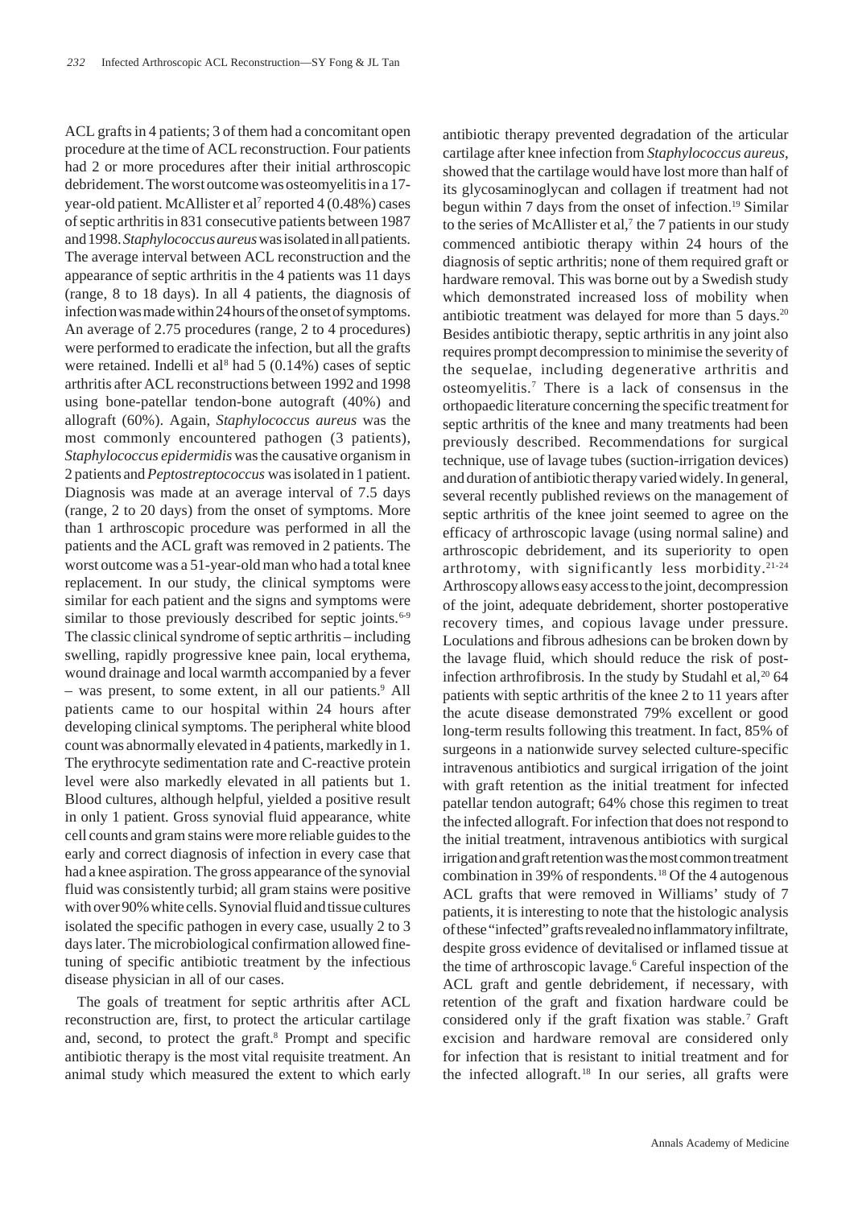ACL grafts in 4 patients; 3 of them had a concomitant open procedure at the time of ACL reconstruction. Four patients had 2 or more procedures after their initial arthroscopic debridement. The worst outcome was osteomyelitis in a 17-year-old patient. McAllister et al[7] reported 4 (0.48%) cases of septic arthritis in 831 consecutive patients between 1987 and 1998. *Staphylococcus aureus* was isolated in all patients. The average interval between ACL reconstruction and the appearance of septic arthritis in the 4 patients was 11 days (range, 8 to 18 days). In all 4 patients, the diagnosis of infection was made within 24 hours of the onset of symptoms. An average of 2.75 procedures (range, 2 to 4 procedures) were performed to eradicate the infection, but all the grafts were retained. Indelli et al[8] had 5 (0.14%) cases of septic arthritis after ACL reconstructions between 1992 and 1998 using bone-patellar tendon-bone autograft (40%) and allograft (60%). Again, *Staphylococcus aureus* was the most commonly encountered pathogen (3 patients), *Staphylococcus epidermidis* was the causative organism in 2 patients and *Peptostreptococcus* was isolated in 1 patient. Diagnosis was made at an average interval of 7.5 days (range, 2 to 20 days) from the onset of symptoms. More than 1 arthroscopic procedure was performed in all the patients and the ACL graft was removed in 2 patients. The worst outcome was a 51-year-old man who had a total knee replacement. In our study, the clinical symptoms were similar for each patient and the signs and symptoms were similar to those previously described for septic joints.[6-9] The classic clinical syndrome of septic arthritis – including swelling, rapidly progressive knee pain, local erythema, wound drainage and local warmth accompanied by a fever – was present, to some extent, in all our patients.[9] All patients came to our hospital within 24 hours after developing clinical symptoms. The peripheral white blood count was abnormally elevated in 4 patients, markedly in 1. The erythrocyte sedimentation rate and C-reactive protein level were also markedly elevated in all patients but 1. Blood cultures, although helpful, yielded a positive result in only 1 patient. Gross synovial fluid appearance, white cell counts and gram stains were more reliable guides to the early and correct diagnosis of infection in every case that had a knee aspiration. The gross appearance of the synovial fluid was consistently turbid; all gram stains were positive with over 90% white cells. Synovial fluid and tissue cultures isolated the specific pathogen in every case, usually 2 to 3 days later. The microbiological confirmation allowed fine-tuning of specific antibiotic treatment by the infectious disease physician in all of our cases.

The goals of treatment for septic arthritis after ACL reconstruction are, first, to protect the articular cartilage and, second, to protect the graft.[8] Prompt and specific antibiotic therapy is the most vital requisite treatment. An animal study which measured the extent to which early antibiotic therapy prevented degradation of the articular cartilage after knee infection from *Staphylococcus aureus*, showed that the cartilage would have lost more than half of its glycosaminoglycan and collagen if treatment had not begun within 7 days from the onset of infection.[19] Similar to the series of McAllister et al,[7] the 7 patients in our study commenced antibiotic therapy within 24 hours of the diagnosis of septic arthritis; none of them required graft or hardware removal. This was borne out by a Swedish study which demonstrated increased loss of mobility when antibiotic treatment was delayed for more than 5 days.[20] Besides antibiotic therapy, septic arthritis in any joint also requires prompt decompression to minimise the severity of the sequelae, including degenerative arthritis and osteomyelitis.[7] There is a lack of consensus in the orthopaedic literature concerning the specific treatment for septic arthritis of the knee and many treatments had been previously described. Recommendations for surgical technique, use of lavage tubes (suction-irrigation devices) and duration of antibiotic therapy varied widely. In general, several recently published reviews on the management of septic arthritis of the knee joint seemed to agree on the efficacy of arthroscopic lavage (using normal saline) and arthroscopic debridement, and its superiority to open arthrotomy, with significantly less morbidity.[21-24] Arthroscopy allows easy access to the joint, decompression of the joint, adequate debridement, shorter postoperative recovery times, and copious lavage under pressure. Loculations and fibrous adhesions can be broken down by the lavage fluid, which should reduce the risk of post-infection arthrofibrosis. In the study by Studahl et al,[20] 64 patients with septic arthritis of the knee 2 to 11 years after the acute disease demonstrated 79% excellent or good long-term results following this treatment. In fact, 85% of surgeons in a nationwide survey selected culture-specific intravenous antibiotics and surgical irrigation of the joint with graft retention as the initial treatment for infected patellar tendon autograft; 64% chose this regimen to treat the infected allograft. For infection that does not respond to the initial treatment, intravenous antibiotics with surgical irrigation and graft retention was the most common treatment combination in 39% of respondents.[18] Of the 4 autogenous ACL grafts that were removed in Williams' study of 7 patients, it is interesting to note that the histologic analysis of these "infected" grafts revealed no inflammatory infiltrate, despite gross evidence of devitalised or inflamed tissue at the time of arthroscopic lavage.[6] Careful inspection of the ACL graft and gentle debridement, if necessary, with retention of the graft and fixation hardware could be considered only if the graft fixation was stable.[7] Graft excision and hardware removal are considered only for infection that is resistant to initial treatment and for the infected allograft.[18] In our series, all grafts were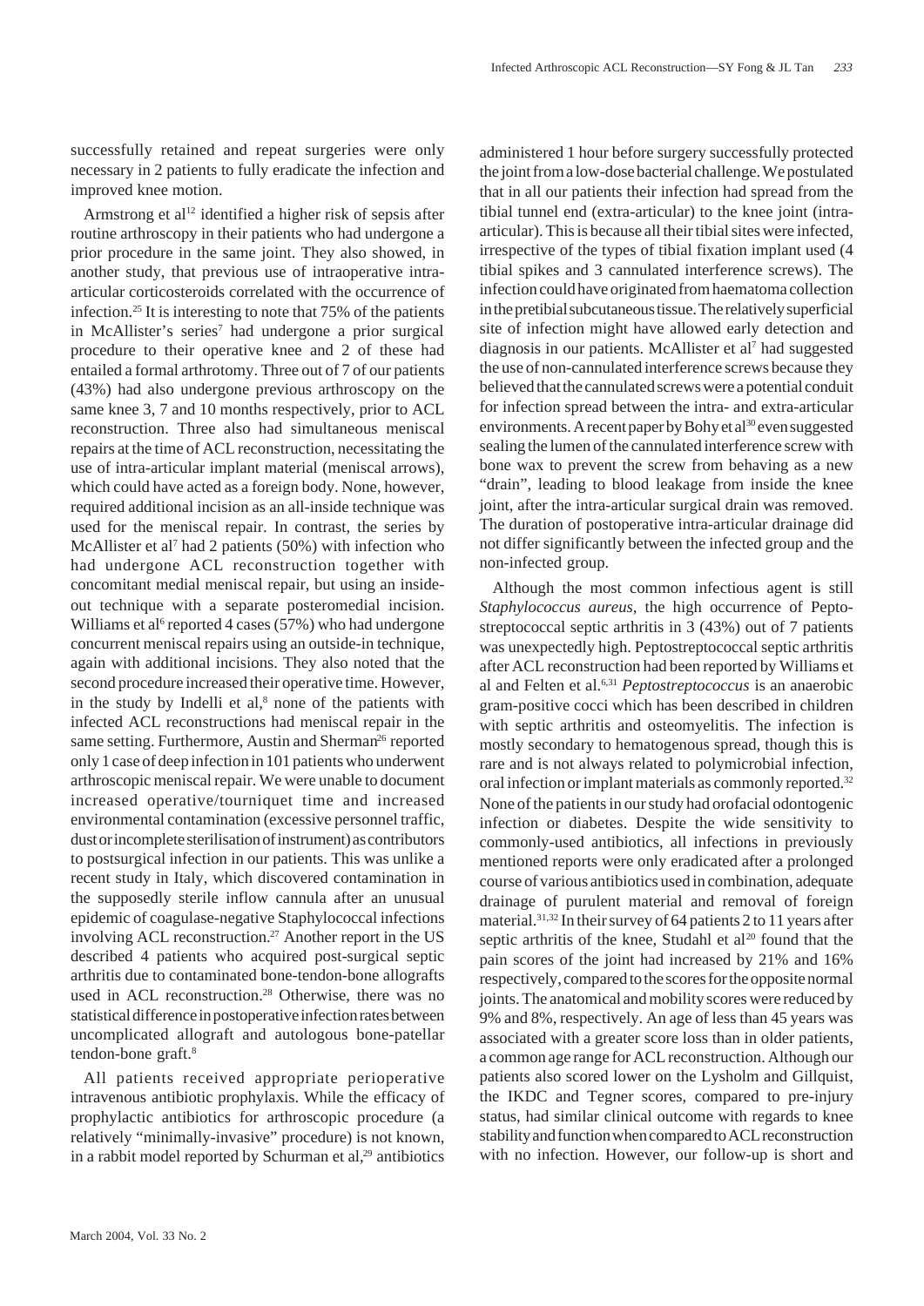successfully retained and repeat surgeries were only necessary in 2 patients to fully eradicate the infection and improved knee motion.

Armstrong et al[12] identified a higher risk of sepsis after routine arthroscopy in their patients who had undergone a prior procedure in the same joint. They also showed, in another study, that previous use of intraoperative intra-articular corticosteroids correlated with the occurrence of infection.[25] It is interesting to note that 75% of the patients in McAllister's series[7] had undergone a prior surgical procedure to their operative knee and 2 of these had entailed a formal arthrotomy. Three out of 7 of our patients (43%) had also undergone previous arthroscopy on the same knee 3, 7 and 10 months respectively, prior to ACL reconstruction. Three also had simultaneous meniscal repairs at the time of ACL reconstruction, necessitating the use of intra-articular implant material (meniscal arrows), which could have acted as a foreign body. None, however, required additional incision as an all-inside technique was used for the meniscal repair. In contrast, the series by McAllister et al[7] had 2 patients (50%) with infection who had undergone ACL reconstruction together with concomitant medial meniscal repair, but using an inside-out technique with a separate posteromedial incision. Williams et al[6] reported 4 cases (57%) who had undergone concurrent meniscal repairs using an outside-in technique, again with additional incisions. They also noted that the second procedure increased their operative time. However, in the study by Indelli et al,[8] none of the patients with infected ACL reconstructions had meniscal repair in the same setting. Furthermore, Austin and Sherman[26] reported only 1 case of deep infection in 101 patients who underwent arthroscopic meniscal repair. We were unable to document increased operative/tourniquet time and increased environmental contamination (excessive personnel traffic, dust or incomplete sterilisation of instrument) as contributors to postsurgical infection in our patients. This was unlike a recent study in Italy, which discovered contamination in the supposedly sterile inflow cannula after an unusual epidemic of coagulase-negative Staphylococcal infections involving ACL reconstruction.[27] Another report in the US described 4 patients who acquired post-surgical septic arthritis due to contaminated bone-tendon-bone allografts used in ACL reconstruction.[28] Otherwise, there was no statistical difference in postoperative infection rates between uncomplicated allograft and autologous bone-patellar tendon-bone graft.[8]

All patients received appropriate perioperative intravenous antibiotic prophylaxis. While the efficacy of prophylactic antibiotics for arthroscopic procedure (a relatively "minimally-invasive" procedure) is not known, in a rabbit model reported by Schurman et al,[29] antibiotics administered 1 hour before surgery successfully protected the joint from a low-dose bacterial challenge. We postulated that in all our patients their infection had spread from the tibial tunnel end (extra-articular) to the knee joint (intra-articular). This is because all their tibial sites were infected, irrespective of the types of tibial fixation implant used (4 tibial spikes and 3 cannulated interference screws). The infection could have originated from haematoma collection in the pretibial subcutaneous tissue. The relatively superficial site of infection might have allowed early detection and diagnosis in our patients. McAllister et al[7] had suggested the use of non-cannulated interference screws because they believed that the cannulated screws were a potential conduit for infection spread between the intra- and extra-articular environments. A recent paper by Bohy et al[30] even suggested sealing the lumen of the cannulated interference screw with bone wax to prevent the screw from behaving as a new "drain", leading to blood leakage from inside the knee joint, after the intra-articular surgical drain was removed. The duration of postoperative intra-articular drainage did not differ significantly between the infected group and the non-infected group.

Although the most common infectious agent is still *Staphylococcus aureus*, the high occurrence of Peptostreptococcal septic arthritis in 3 (43%) out of 7 patients was unexpectedly high. Peptostreptococcal septic arthritis after ACL reconstruction had been reported by Williams et al and Felten et al.[6,31] *Peptostreptococcus* is an anaerobic gram-positive cocci which has been described in children with septic arthritis and osteomyelitis. The infection is mostly secondary to hematogenous spread, though this is rare and is not always related to polymicrobial infection, oral infection or implant materials as commonly reported.[32] None of the patients in our study had orofacial odontogenic infection or diabetes. Despite the wide sensitivity to commonly-used antibiotics, all infections in previously mentioned reports were only eradicated after a prolonged course of various antibiotics used in combination, adequate drainage of purulent material and removal of foreign material.[31,32] In their survey of 64 patients 2 to 11 years after septic arthritis of the knee, Studahl et al[20] found that the pain scores of the joint had increased by 21% and 16% respectively, compared to the scores for the opposite normal joints. The anatomical and mobility scores were reduced by 9% and 8%, respectively. An age of less than 45 years was associated with a greater score loss than in older patients, a common age range for ACL reconstruction. Although our patients also scored lower on the Lysholm and Gillquist, the IKDC and Tegner scores, compared to pre-injury status, had similar clinical outcome with regards to knee stability and function when compared to ACL reconstruction with no infection. However, our follow-up is short and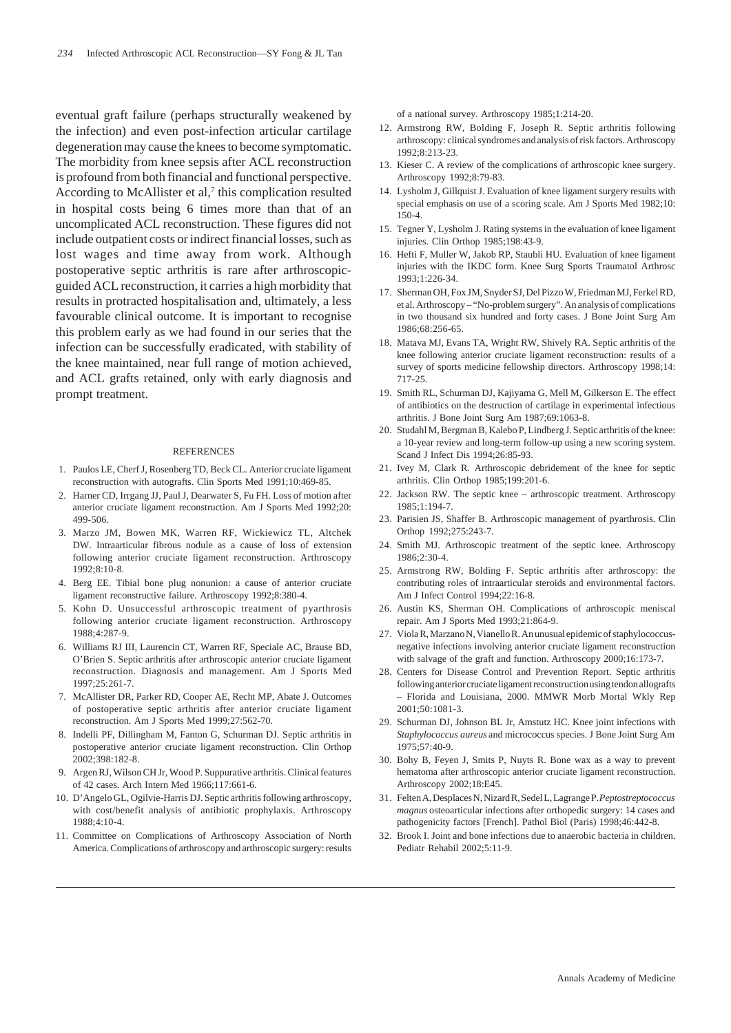eventual graft failure (perhaps structurally weakened by the infection) and even post-infection articular cartilage degeneration may cause the knees to become symptomatic. The morbidity from knee sepsis after ACL reconstruction is profound from both financial and functional perspective. According to McAllister et al,[7] this complication resulted in hospital costs being 6 times more than that of an uncomplicated ACL reconstruction. These figures did not include outpatient costs or indirect financial losses, such as lost wages and time away from work. Although postoperative septic arthritis is rare after arthroscopic-guided ACL reconstruction, it carries a high morbidity that results in protracted hospitalisation and, ultimately, a less favourable clinical outcome. It is important to recognise this problem early as we had found in our series that the infection can be successfully eradicated, with stability of the knee maintained, near full range of motion achieved, and ACL grafts retained, only with early diagnosis and prompt treatment.

## REFERENCES

1. Paulos LE, Cherf J, Rosenberg TD, Beck CL. Anterior cruciate ligament reconstruction with autografts. Clin Sports Med 1991;10:469-85.
2. Harner CD, Irrgang JJ, Paul J, Dearwater S, Fu FH. Loss of motion after anterior cruciate ligament reconstruction. Am J Sports Med 1992;20: 499-506.
3. Marzo JM, Bowen MK, Warren RF, Wickiewicz TL, Altchek DW. Intraarticular fibrous nodule as a cause of loss of extension following anterior cruciate ligament reconstruction. Arthroscopy 1992;8:10-8.
4. Berg EE. Tibial bone plug nonunion: a cause of anterior cruciate ligament reconstructive failure. Arthroscopy 1992;8:380-4.
5. Kohn D. Unsuccessful arthroscopic treatment of pyarthrosis following anterior cruciate ligament reconstruction. Arthroscopy 1988;4:287-9.
6. Williams RJ III, Laurencin CT, Warren RF, Speciale AC, Brause BD, O'Brien S. Septic arthritis after arthroscopic anterior cruciate ligament reconstruction. Diagnosis and management. Am J Sports Med 1997;25:261-7.
7. McAllister DR, Parker RD, Cooper AE, Recht MP, Abate J. Outcomes of postoperative septic arthritis after anterior cruciate ligament reconstruction. Am J Sports Med 1999;27:562-70.
8. Indelli PF, Dillingham M, Fanton G, Schurman DJ. Septic arthritis in postoperative anterior cruciate ligament reconstruction. Clin Orthop 2002;398:182-8.
9. Argen RJ, Wilson CH Jr, Wood P. Suppurative arthritis. Clinical features of 42 cases. Arch Intern Med 1966;117:661-6.
10. D'Angelo GL, Ogilvie-Harris DJ. Septic arthritis following arthroscopy, with cost/benefit analysis of antibiotic prophylaxis. Arthroscopy 1988;4:10-4.
11. Committee on Complications of Arthroscopy Association of North America. Complications of arthroscopy and arthroscopic surgery: results of a national survey. Arthroscopy 1985;1:214-20.
12. Armstrong RW, Bolding F, Joseph R. Septic arthritis following arthroscopy: clinical syndromes and analysis of risk factors. Arthroscopy 1992;8:213-23.
13. Kieser C. A review of the complications of arthroscopic knee surgery. Arthroscopy 1992;8:79-83.
14. Lysholm J, Gillquist J. Evaluation of knee ligament surgery results with special emphasis on use of a scoring scale. Am J Sports Med 1982;10: 150-4.
15. Tegner Y, Lysholm J. Rating systems in the evaluation of knee ligament injuries. Clin Orthop 1985;198:43-9.
16. Hefti F, Muller W, Jakob RP, Staubli HU. Evaluation of knee ligament injuries with the IKDC form. Knee Surg Sports Traumatol Arthrosc 1993;1:226-34.
17. Sherman OH, Fox JM, Snyder SJ, Del Pizzo W, Friedman MJ, Ferkel RD, et al. Arthroscopy – "No-problem surgery". An analysis of complications in two thousand six hundred and forty cases. J Bone Joint Surg Am 1986;68:256-65.
18. Matava MJ, Evans TA, Wright RW, Shively RA. Septic arthritis of the knee following anterior cruciate ligament reconstruction: results of a survey of sports medicine fellowship directors. Arthroscopy 1998;14: 717-25.
19. Smith RL, Schurman DJ, Kajiyama G, Mell M, Gilkerson E. The effect of antibiotics on the destruction of cartilage in experimental infectious arthritis. J Bone Joint Surg Am 1987;69:1063-8.
20. Studahl M, Bergman B, Kalebo P, Lindberg J. Septic arthritis of the knee: a 10-year review and long-term follow-up using a new scoring system. Scand J Infect Dis 1994;26:85-93.
21. Ivey M, Clark R. Arthroscopic debridement of the knee for septic arthritis. Clin Orthop 1985;199:201-6.
22. Jackson RW. The septic knee – arthroscopic treatment. Arthroscopy 1985;1:194-7.
23. Parisien JS, Shaffer B. Arthroscopic management of pyarthrosis. Clin Orthop 1992;275:243-7.
24. Smith MJ. Arthroscopic treatment of the septic knee. Arthroscopy 1986;2:30-4.
25. Armstrong RW, Bolding F. Septic arthritis after arthroscopy: the contributing roles of intraarticular steroids and environmental factors. Am J Infect Control 1994;22:16-8.
26. Austin KS, Sherman OH. Complications of arthroscopic meniscal repair. Am J Sports Med 1993;21:864-9.
27. Viola R, Marzano N, Vianello R. An unusual epidemic of staphylococcus-negative infections involving anterior cruciate ligament reconstruction with salvage of the graft and function. Arthroscopy 2000;16:173-7.
28. Centers for Disease Control and Prevention Report. Septic arthritis following anterior cruciate ligament reconstruction using tendon allografts – Florida and Louisiana, 2000. MMWR Morb Mortal Wkly Rep 2001;50:1081-3.
29. Schurman DJ, Johnson BL Jr, Amstutz HC. Knee joint infections with *Staphylococcus aureus* and micrococcus species. J Bone Joint Surg Am 1975;57:40-9.
30. Bohy B, Feyen J, Smits P, Nuyts R. Bone wax as a way to prevent hematoma after arthroscopic anterior cruciate ligament reconstruction. Arthroscopy 2002;18:E45.
31. Felten A, Desplaces N, Nizard R, Sedel L, Lagrange P. *Peptostreptococcus magnus* osteoarticular infections after orthopedic surgery: 14 cases and pathogenicity factors [French]. Pathol Biol (Paris) 1998;46:442-8.
32. Brook I. Joint and bone infections due to anaerobic bacteria in children. Pediatr Rehabil 2002;5:11-9.